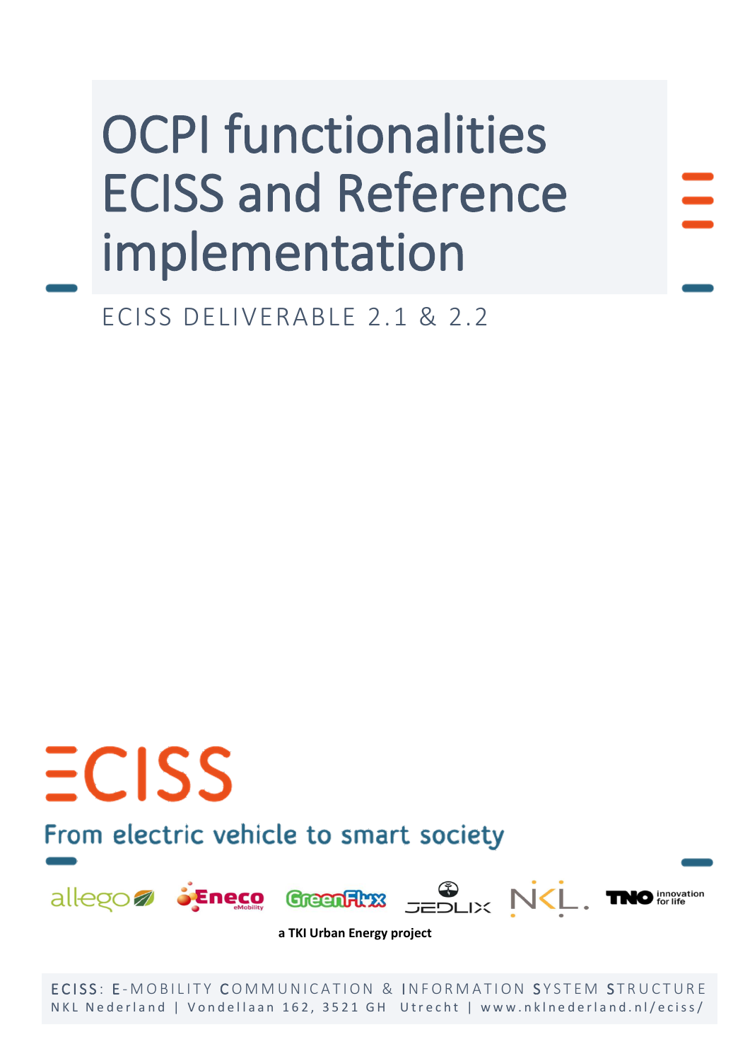# OCPI functionalities ECISS and Reference implementation

ECISS DELIVERABLE 2.1 & 2.2

ECISS

From electric vehicle to smart society

allego Eneco eMobility GreenFlux JEDLIX NKL. TNO innovation for life

**a TKI Urban Energy project**

ECISS: E-MOBILITY COMMUNICATION & INFORMATION SYSTEM STRUCTURE

NKL Nederland | Vondellaan 162, 3521 GH Utrecht | www.nklnederland.nl/eciss/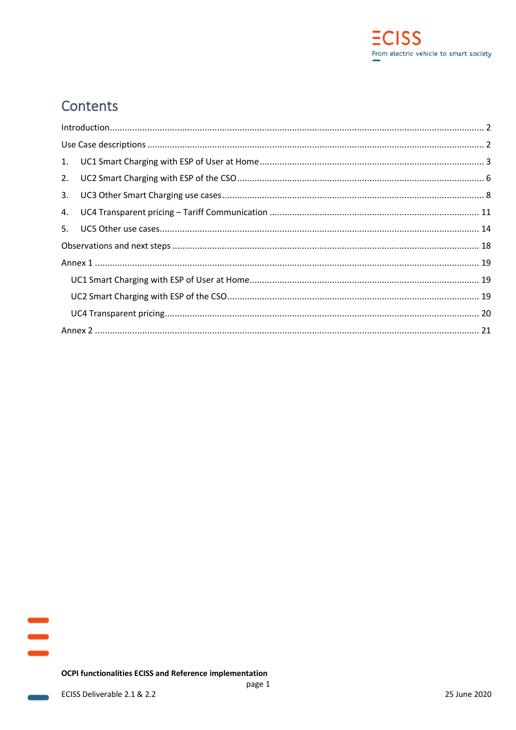# Contents

Introduction ..... 2

Use Case descriptions ..... 2

1. UC1 Smart Charging with ESP of User at Home ..... 3
2. UC2 Smart Charging with ESP of the CSO ..... 6
3. UC3 Other Smart Charging use cases ..... 8
4. UC4 Transparent pricing – Tariff Communication ..... 11
5. UC5 Other use cases ..... 14

Observations and next steps ..... 18

Annex 1 ..... 19

- UC1 Smart Charging with ESP of User at Home ..... 19
- UC2 Smart Charging with ESP of the CSO ..... 19
- UC4 Transparent pricing ..... 20

Annex 2 ..... 21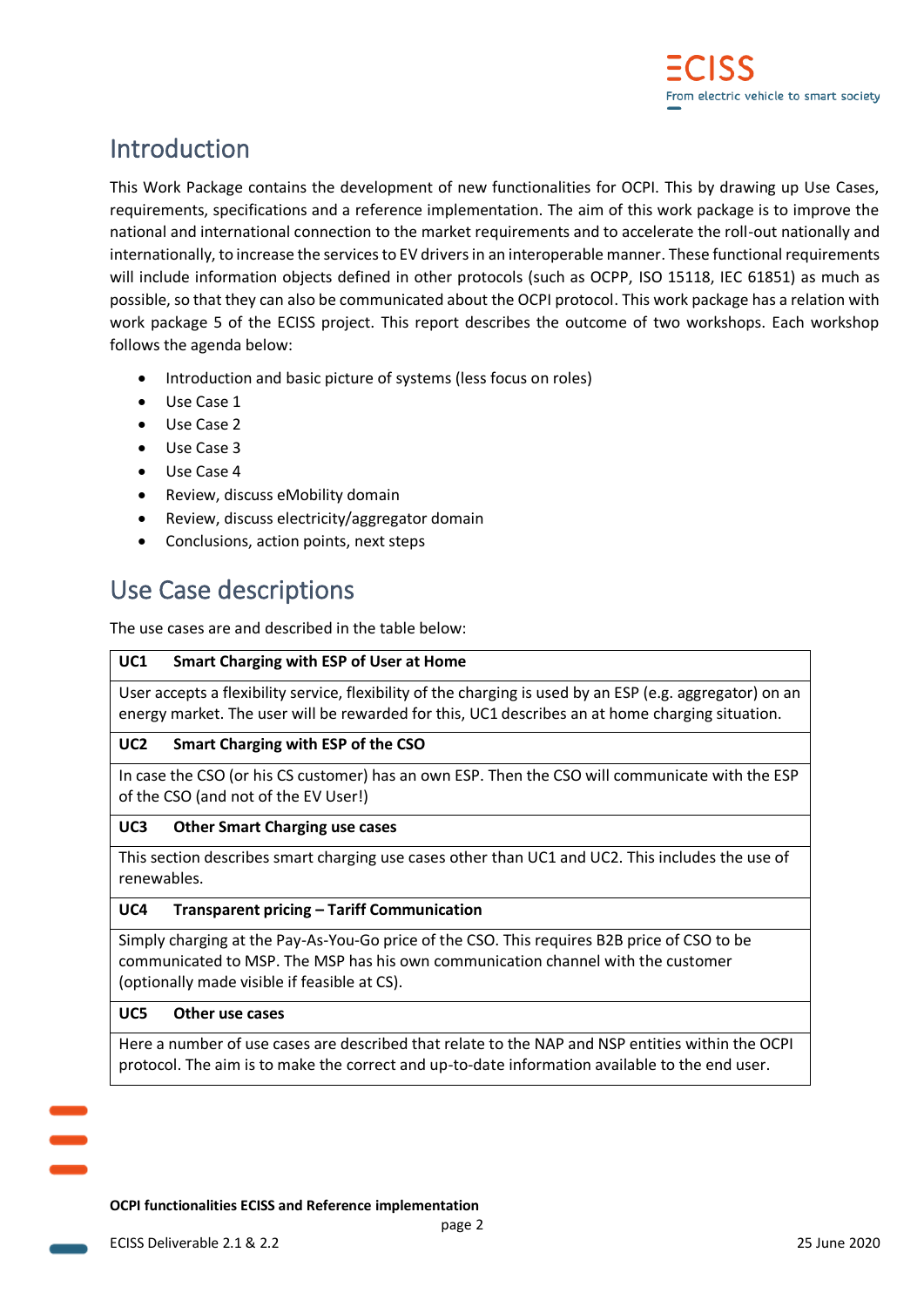## Introduction

This Work Package contains the development of new functionalities for OCPI. This by drawing up Use Cases, requirements, specifications and a reference implementation. The aim of this work package is to improve the national and international connection to the market requirements and to accelerate the roll-out nationally and internationally, to increase the services to EV drivers in an interoperable manner. These functional requirements will include information objects defined in other protocols (such as OCPP, ISO 15118, IEC 61851) as much as possible, so that they can also be communicated about the OCPI protocol. This work package has a relation with work package 5 of the ECISS project. This report describes the outcome of two workshops. Each workshop follows the agenda below:

- Introduction and basic picture of systems (less focus on roles)
- Use Case 1
- Use Case 2
- Use Case 3
- Use Case 4
- Review, discuss eMobility domain
- Review, discuss electricity/aggregator domain
- Conclusions, action points, next steps

## Use Case descriptions

The use cases are and described in the table below:

| UC1 | Smart Charging with ESP of User at Home |
|---|---|
| User accepts a flexibility service, flexibility of the charging is used by an ESP (e.g. aggregator) on an energy market. The user will be rewarded for this, UC1 describes an at home charging situation. | |
| **UC2** | **Smart Charging with ESP of the CSO** |
| In case the CSO (or his CS customer) has an own ESP. Then the CSO will communicate with the ESP of the CSO (and not of the EV User!) | |
| **UC3** | **Other Smart Charging use cases** |
| This section describes smart charging use cases other than UC1 and UC2. This includes the use of renewables. | |
| **UC4** | **Transparent pricing – Tariff Communication** |
| Simply charging at the Pay-As-You-Go price of the CSO. This requires B2B price of CSO to be communicated to MSP. The MSP has his own communication channel with the customer (optionally made visible if feasible at CS). | |
| **UC5** | **Other use cases** |
| Here a number of use cases are described that relate to the NAP and NSP entities within the OCPI protocol. The aim is to make the correct and up-to-date information available to the end user. | |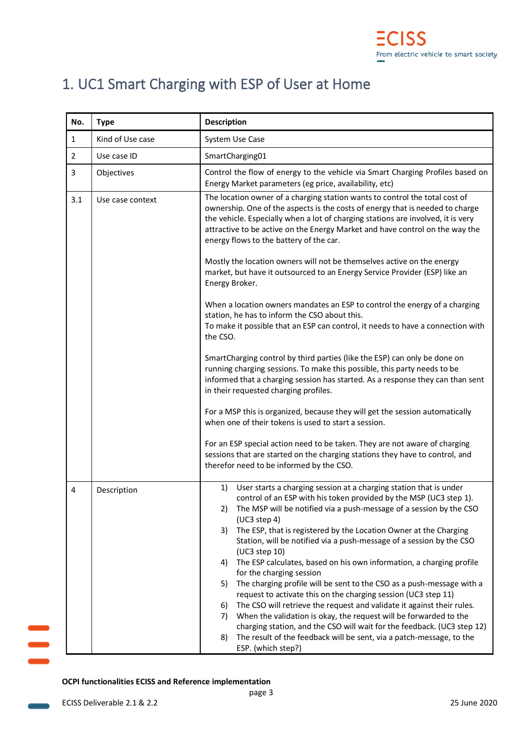# 1. UC1 Smart Charging with ESP of User at Home

| No. | Type | Description |
|---|---|---|
| 1 | Kind of Use case | System Use Case |
| 2 | Use case ID | SmartCharging01 |
| 3 | Objectives | Control the flow of energy to the vehicle via Smart Charging Profiles based on Energy Market parameters (eg price, availability, etc) |
| 3.1 | Use case context | The location owner of a charging station wants to control the total cost of ownership. One of the aspects is the costs of energy that is needed to charge the vehicle. Especially when a lot of charging stations are involved, it is very attractive to be active on the Energy Market and have control on the way the energy flows to the battery of the car.<br><br>Mostly the location owners will not be themselves active on the energy market, but have it outsourced to an Energy Service Provider (ESP) like an Energy Broker.<br><br>When a location owners mandates an ESP to control the energy of a charging station, he has to inform the CSO about this.<br>To make it possible that an ESP can control, it needs to have a connection with the CSO.<br><br>SmartCharging control by third parties (like the ESP) can only be done on running charging sessions. To make this possible, this party needs to be informed that a charging session has started. As a response they can than sent in their requested charging profiles.<br><br>For a MSP this is organized, because they will get the session automatically when one of their tokens is used to start a session.<br><br>For an ESP special action need to be taken. They are not aware of charging sessions that are started on the charging stations they have to control, and therefor need to be informed by the CSO. |
| 4 | Description | 1) User starts a charging session at a charging station that is under control of an ESP with his token provided by the MSP (UC3 step 1).<br>2) The MSP will be notified via a push-message of a session by the CSO (UC3 step 4)<br>3) The ESP, that is registered by the Location Owner at the Charging Station, will be notified via a push-message of a session by the CSO (UC3 step 10)<br>4) The ESP calculates, based on his own information, a charging profile for the charging session<br>5) The charging profile will be sent to the CSO as a push-message with a request to activate this on the charging session (UC3 step 11)<br>6) The CSO will retrieve the request and validate it against their rules.<br>7) When the validation is okay, the request will be forwarded to the charging station, and the CSO will wait for the feedback. (UC3 step 12)<br>8) The result of the feedback will be sent, via a patch-message, to the ESP. (which step?) |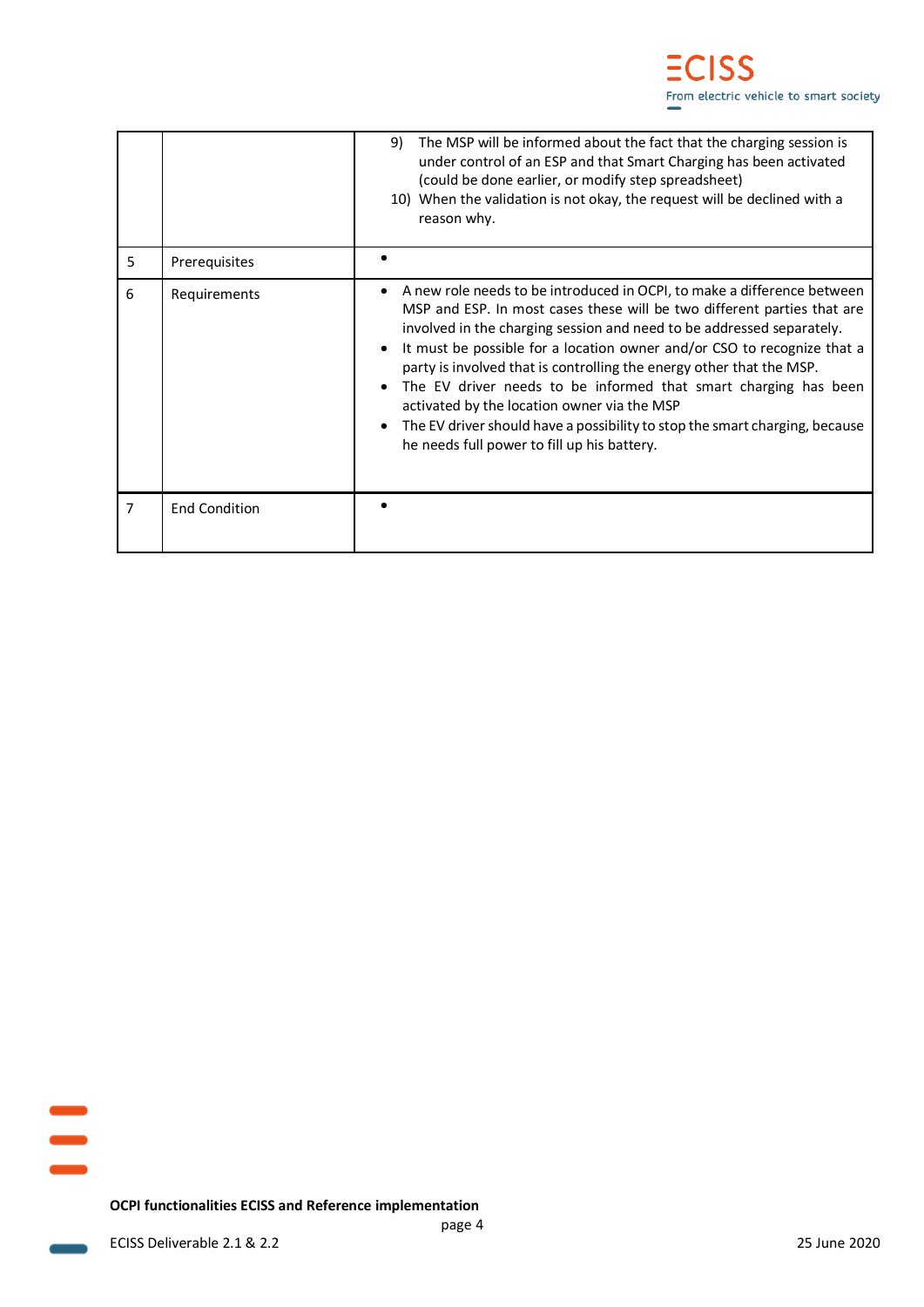|  |  |  |
|---|---|---|
|  |  | 9) The MSP will be informed about the fact that the charging session is under control of an ESP and that Smart Charging has been activated (could be done earlier, or modify step spreadsheet)<br>10) When the validation is not okay, the request will be declined with a reason why. |
| 5 | Prerequisites | • |
| 6 | Requirements | • A new role needs to be introduced in OCPI, to make a difference between MSP and ESP. In most cases these will be two different parties that are involved in the charging session and need to be addressed separately.<br>• It must be possible for a location owner and/or CSO to recognize that a party is involved that is controlling the energy other that the MSP.<br>• The EV driver needs to be informed that smart charging has been activated by the location owner via the MSP<br>• The EV driver should have a possibility to stop the smart charging, because he needs full power to fill up his battery. |
| 7 | End Condition | • |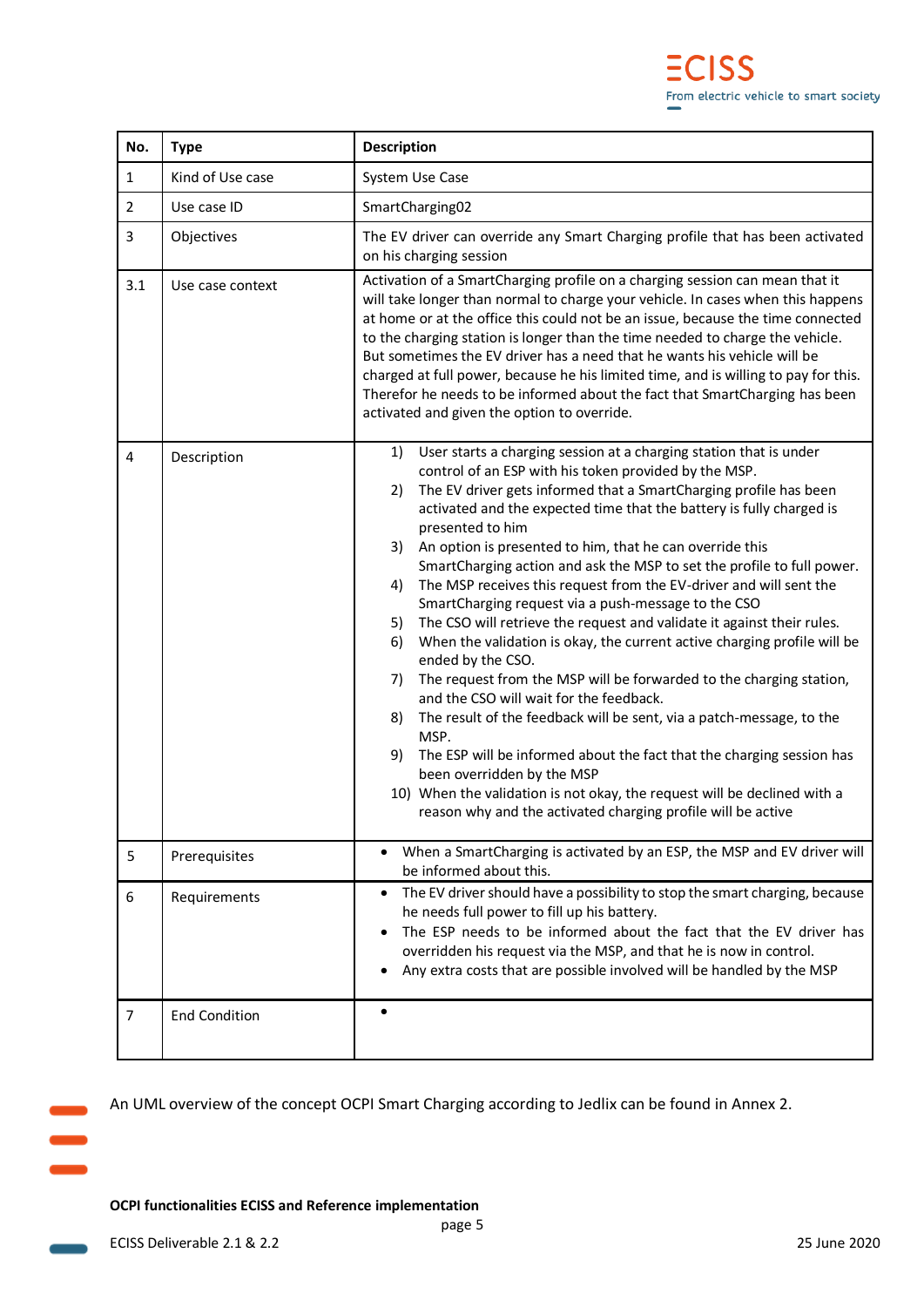| No. | Type | Description |
|---|---|---|
| 1 | Kind of Use case | System Use Case |
| 2 | Use case ID | SmartCharging02 |
| 3 | Objectives | The EV driver can override any Smart Charging profile that has been activated on his charging session |
| 3.1 | Use case context | Activation of a SmartCharging profile on a charging session can mean that it will take longer than normal to charge your vehicle. In cases when this happens at home or at the office this could not be an issue, because the time connected to the charging station is longer than the time needed to charge the vehicle. But sometimes the EV driver has a need that he wants his vehicle will be charged at full power, because he his limited time, and is willing to pay for this. Therefor he needs to be informed about the fact that SmartCharging has been activated and given the option to override. |
| 4 | Description | 1) User starts a charging session at a charging station that is under control of an ESP with his token provided by the MSP.<br>2) The EV driver gets informed that a SmartCharging profile has been activated and the expected time that the battery is fully charged is presented to him<br>3) An option is presented to him, that he can override this SmartCharging action and ask the MSP to set the profile to full power.<br>4) The MSP receives this request from the EV-driver and will sent the SmartCharging request via a push-message to the CSO<br>5) The CSO will retrieve the request and validate it against their rules.<br>6) When the validation is okay, the current active charging profile will be ended by the CSO.<br>7) The request from the MSP will be forwarded to the charging station, and the CSO will wait for the feedback.<br>8) The result of the feedback will be sent, via a patch-message, to the MSP.<br>9) The ESP will be informed about the fact that the charging session has been overridden by the MSP<br>10) When the validation is not okay, the request will be declined with a reason why and the activated charging profile will be active |
| 5 | Prerequisites | • When a SmartCharging is activated by an ESP, the MSP and EV driver will be informed about this. |
| 6 | Requirements | • The EV driver should have a possibility to stop the smart charging, because he needs full power to fill up his battery.<br>• The ESP needs to be informed about the fact that the EV driver has overridden his request via the MSP, and that he is now in control.<br>• Any extra costs that are possible involved will be handled by the MSP |
| 7 | End Condition | • |

An UML overview of the concept OCPI Smart Charging according to Jedlix can be found in Annex 2.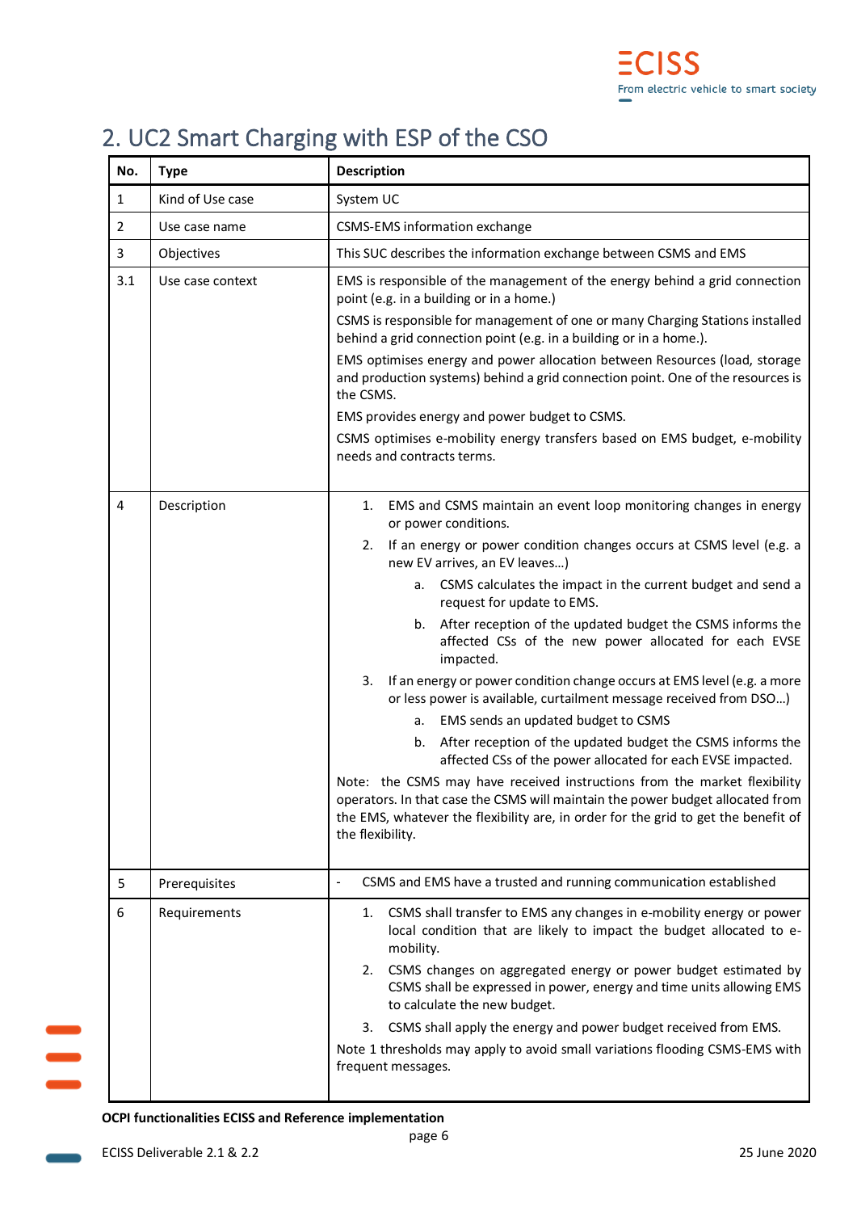## 2. UC2 Smart Charging with ESP of the CSO

| No. | Type | Description |
|---|---|---|
| 1 | Kind of Use case | System UC |
| 2 | Use case name | CSMS-EMS information exchange |
| 3 | Objectives | This SUC describes the information exchange between CSMS and EMS |
| 3.1 | Use case context | EMS is responsible of the management of the energy behind a grid connection point (e.g. in a building or in a home.)<br><br>CSMS is responsible for management of one or many Charging Stations installed behind a grid connection point (e.g. in a building or in a home.).<br><br>EMS optimises energy and power allocation between Resources (load, storage and production systems) behind a grid connection point. One of the resources is the CSMS.<br><br>EMS provides energy and power budget to CSMS.<br><br>CSMS optimises e-mobility energy transfers based on EMS budget, e-mobility needs and contracts terms. |
| 4 | Description | 1. EMS and CSMS maintain an event loop monitoring changes in energy or power conditions.<br>2. If an energy or power condition changes occurs at CSMS level (e.g. a new EV arrives, an EV leaves…)<br>&nbsp;&nbsp;&nbsp;&nbsp;a. CSMS calculates the impact in the current budget and send a request for update to EMS.<br>&nbsp;&nbsp;&nbsp;&nbsp;b. After reception of the updated budget the CSMS informs the affected CSs of the new power allocated for each EVSE impacted.<br>3. If an energy or power condition change occurs at EMS level (e.g. a more or less power is available, curtailment message received from DSO…)<br>&nbsp;&nbsp;&nbsp;&nbsp;a. EMS sends an updated budget to CSMS<br>&nbsp;&nbsp;&nbsp;&nbsp;b. After reception of the updated budget the CSMS informs the affected CSs of the power allocated for each EVSE impacted.<br><br>Note: the CSMS may have received instructions from the market flexibility operators. In that case the CSMS will maintain the power budget allocated from the EMS, whatever the flexibility are, in order for the grid to get the benefit of the flexibility. |
| 5 | Prerequisites | - CSMS and EMS have a trusted and running communication established |
| 6 | Requirements | 1. CSMS shall transfer to EMS any changes in e-mobility energy or power local condition that are likely to impact the budget allocated to e-mobility.<br>2. CSMS changes on aggregated energy or power budget estimated by CSMS shall be expressed in power, energy and time units allowing EMS to calculate the new budget.<br>3. CSMS shall apply the energy and power budget received from EMS.<br><br>Note 1 thresholds may apply to avoid small variations flooding CSMS-EMS with frequent messages. |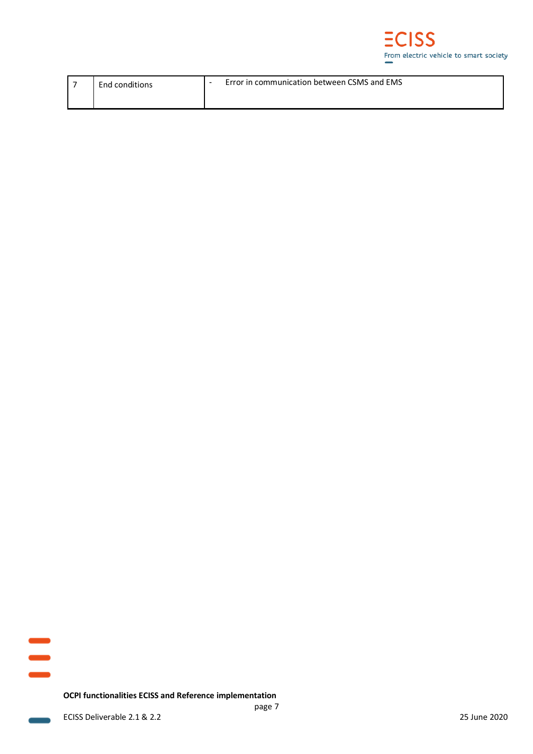| 7 | End conditions | - Error in communication between CSMS and EMS |
|---|---|---|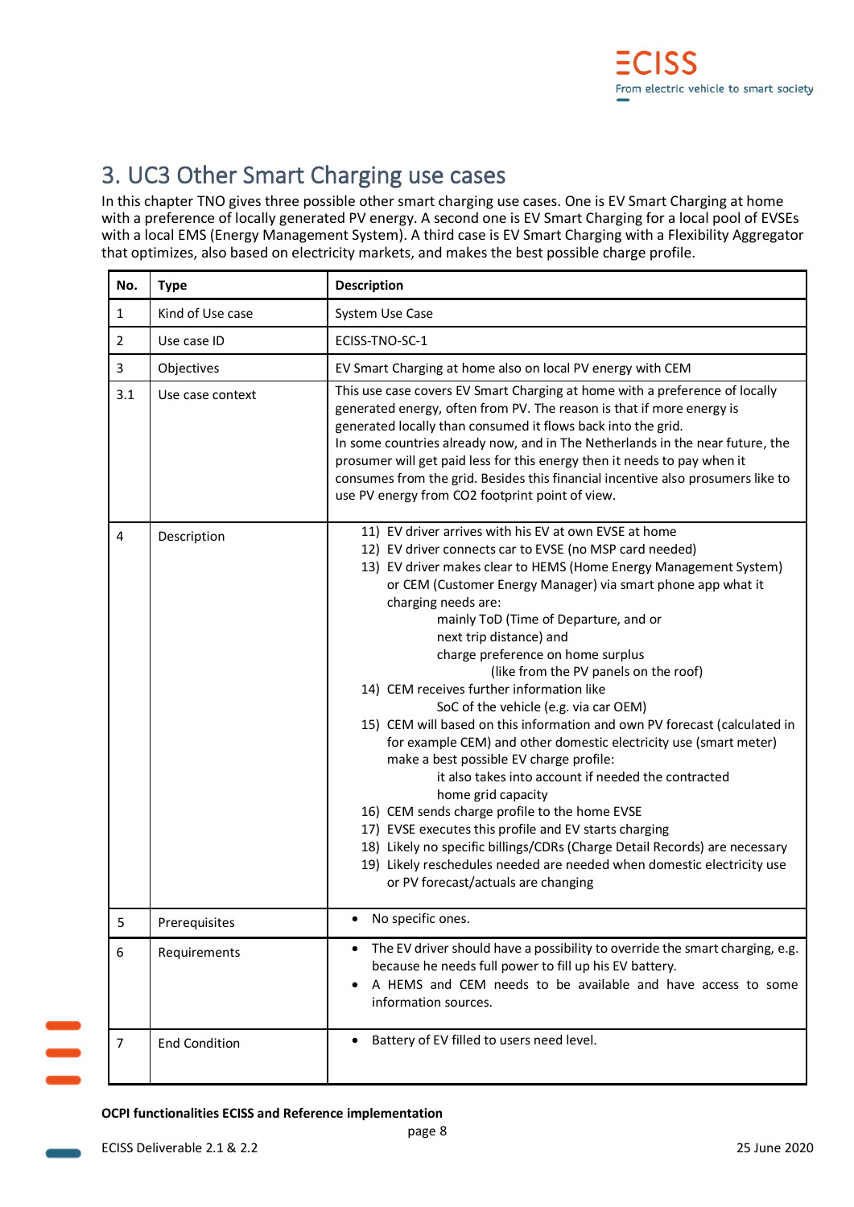# 3. UC3 Other Smart Charging use cases

In this chapter TNO gives three possible other smart charging use cases. One is EV Smart Charging at home with a preference of locally generated PV energy. A second one is EV Smart Charging for a local pool of EVSEs with a local EMS (Energy Management System). A third case is EV Smart Charging with a Flexibility Aggregator that optimizes, also based on electricity markets, and makes the best possible charge profile.

| No. | Type | Description |
|---|---|---|
| 1 | Kind of Use case | System Use Case |
| 2 | Use case ID | ECISS-TNO-SC-1 |
| 3 | Objectives | EV Smart Charging at home also on local PV energy with CEM |
| 3.1 | Use case context | This use case covers EV Smart Charging at home with a preference of locally generated energy, often from PV. The reason is that if more energy is generated locally than consumed it flows back into the grid.<br>In some countries already now, and in The Netherlands in the near future, the prosumer will get paid less for this energy then it needs to pay when it consumes from the grid. Besides this financial incentive also prosumers like to use PV energy from CO2 footprint point of view. |
| 4 | Description | 11) EV driver arrives with his EV at own EVSE at home<br>12) EV driver connects car to EVSE (no MSP card needed)<br>13) EV driver makes clear to HEMS (Home Energy Management System) or CEM (Customer Energy Manager) via smart phone app what it charging needs are:<br>mainly ToD (Time of Departure, and or<br>next trip distance) and<br>charge preference on home surplus<br>(like from the PV panels on the roof)<br>14) CEM receives further information like<br>SoC of the vehicle (e.g. via car OEM)<br>15) CEM will based on this information and own PV forecast (calculated in for example CEM) and other domestic electricity use (smart meter) make a best possible EV charge profile:<br>it also takes into account if needed the contracted home grid capacity<br>16) CEM sends charge profile to the home EVSE<br>17) EVSE executes this profile and EV starts charging<br>18) Likely no specific billings/CDRs (Charge Detail Records) are necessary<br>19) Likely reschedules needed are needed when domestic electricity use or PV forecast/actuals are changing |
| 5 | Prerequisites | • No specific ones. |
| 6 | Requirements | • The EV driver should have a possibility to override the smart charging, e.g. because he needs full power to fill up his EV battery.<br>• A HEMS and CEM needs to be available and have access to some information sources. |
| 7 | End Condition | • Battery of EV filled to users need level. |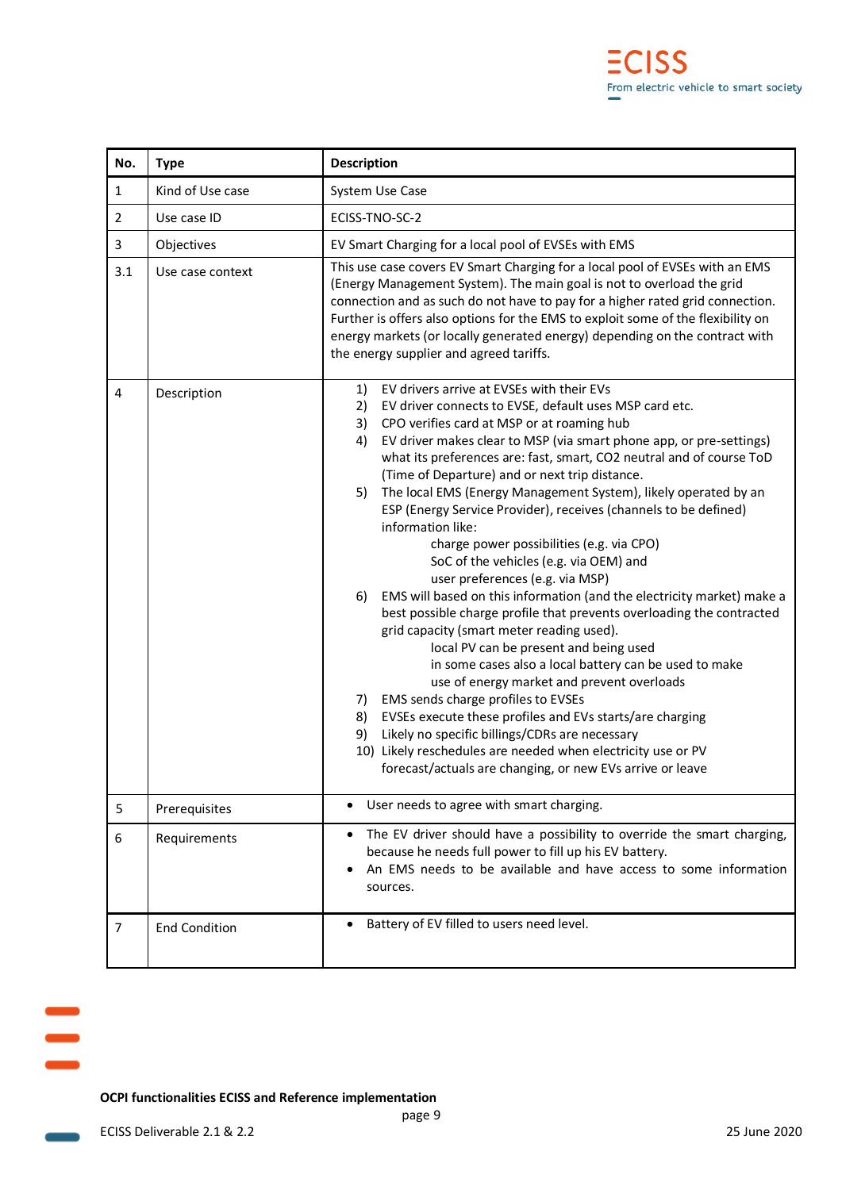| No. | Type | Description |
| --- | --- | --- |
| 1 | Kind of Use case | System Use Case |
| 2 | Use case ID | ECISS-TNO-SC-2 |
| 3 | Objectives | EV Smart Charging for a local pool of EVSEs with EMS |
| 3.1 | Use case context | This use case covers EV Smart Charging for a local pool of EVSEs with an EMS (Energy Management System). The main goal is not to overload the grid connection and as such do not have to pay for a higher rated grid connection. Further is offers also options for the EMS to exploit some of the flexibility on energy markets (or locally generated energy) depending on the contract with the energy supplier and agreed tariffs. |
| 4 | Description | 1) EV drivers arrive at EVSEs with their EVs<br>2) EV driver connects to EVSE, default uses MSP card etc.<br>3) CPO verifies card at MSP or at roaming hub<br>4) EV driver makes clear to MSP (via smart phone app, or pre-settings) what its preferences are: fast, smart, CO2 neutral and of course ToD (Time of Departure) and or next trip distance.<br>5) The local EMS (Energy Management System), likely operated by an ESP (Energy Service Provider), receives (channels to be defined) information like:<br>charge power possibilities (e.g. via CPO)<br>SoC of the vehicles (e.g. via OEM) and<br>user preferences (e.g. via MSP)<br>6) EMS will based on this information (and the electricity market) make a best possible charge profile that prevents overloading the contracted grid capacity (smart meter reading used).<br>local PV can be present and being used<br>in some cases also a local battery can be used to make use of energy market and prevent overloads<br>7) EMS sends charge profiles to EVSEs<br>8) EVSEs execute these profiles and EVs starts/are charging<br>9) Likely no specific billings/CDRs are necessary<br>10) Likely reschedules are needed when electricity use or PV forecast/actuals are changing, or new EVs arrive or leave |
| 5 | Prerequisites | • User needs to agree with smart charging. |
| 6 | Requirements | • The EV driver should have a possibility to override the smart charging, because he needs full power to fill up his EV battery.<br>• An EMS needs to be available and have access to some information sources. |
| 7 | End Condition | • Battery of EV filled to users need level. |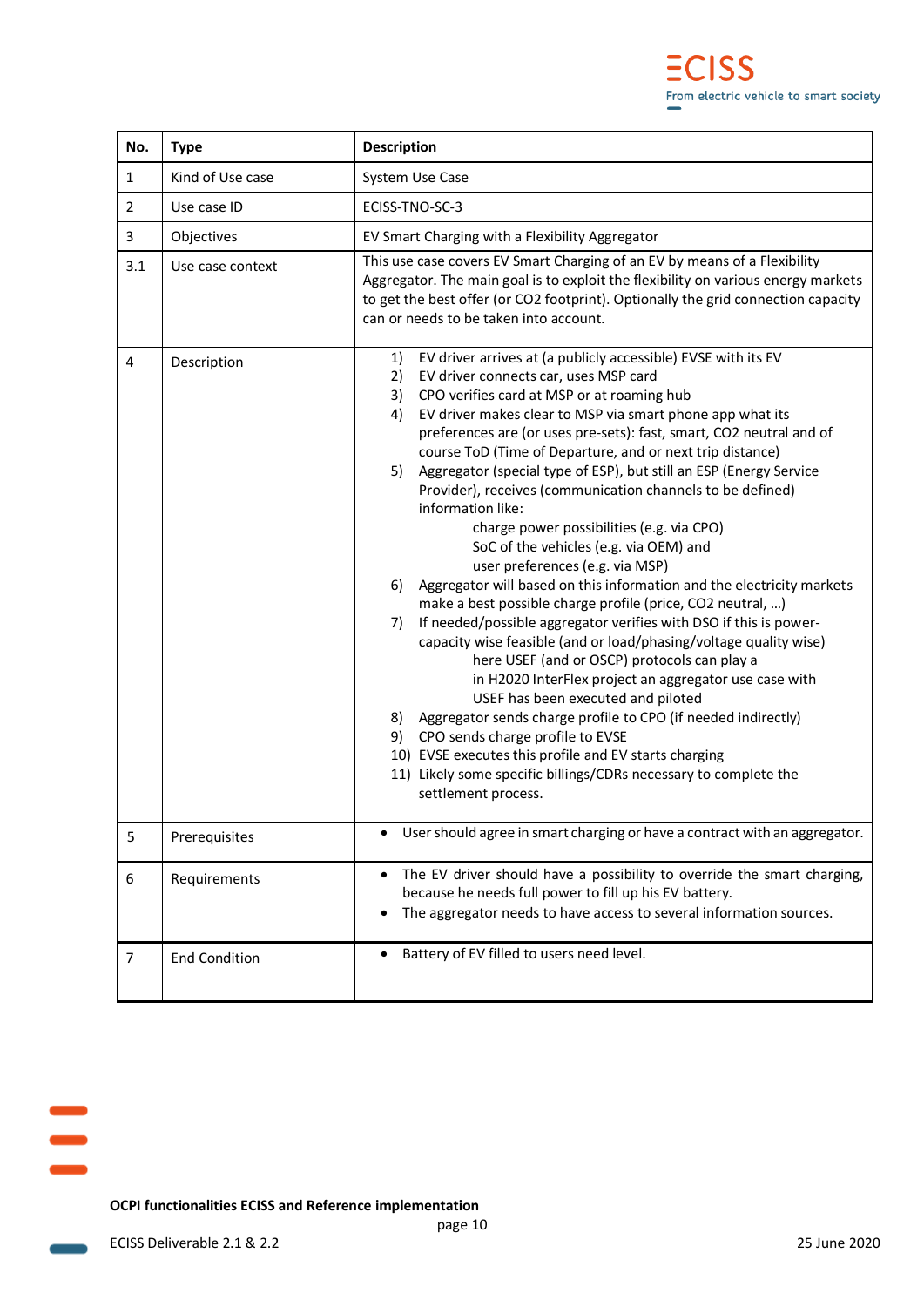| No. | Type | Description |
|---|---|---|
| 1 | Kind of Use case | System Use Case |
| 2 | Use case ID | ECISS-TNO-SC-3 |
| 3 | Objectives | EV Smart Charging with a Flexibility Aggregator |
| 3.1 | Use case context | This use case covers EV Smart Charging of an EV by means of a Flexibility Aggregator. The main goal is to exploit the flexibility on various energy markets to get the best offer (or CO2 footprint). Optionally the grid connection capacity can or needs to be taken into account. |
| 4 | Description | 1) EV driver arrives at (a publicly accessible) EVSE with its EV<br>2) EV driver connects car, uses MSP card<br>3) CPO verifies card at MSP or at roaming hub<br>4) EV driver makes clear to MSP via smart phone app what its preferences are (or uses pre-sets): fast, smart, CO2 neutral and of course ToD (Time of Departure, and or next trip distance)<br>5) Aggregator (special type of ESP), but still an ESP (Energy Service Provider), receives (communication channels to be defined) information like:<br>charge power possibilities (e.g. via CPO)<br>SoC of the vehicles (e.g. via OEM) and<br>user preferences (e.g. via MSP)<br>6) Aggregator will based on this information and the electricity markets make a best possible charge profile (price, CO2 neutral, …)<br>7) If needed/possible aggregator verifies with DSO if this is power-capacity wise feasible (and or load/phasing/voltage quality wise)<br>here USEF (and or OSCP) protocols can play a<br>in H2020 InterFlex project an aggregator use case with USEF has been executed and piloted<br>8) Aggregator sends charge profile to CPO (if needed indirectly)<br>9) CPO sends charge profile to EVSE<br>10) EVSE executes this profile and EV starts charging<br>11) Likely some specific billings/CDRs necessary to complete the settlement process. |
| 5 | Prerequisites | • User should agree in smart charging or have a contract with an aggregator. |
| 6 | Requirements | • The EV driver should have a possibility to override the smart charging, because he needs full power to fill up his EV battery.<br>• The aggregator needs to have access to several information sources. |
| 7 | End Condition | • Battery of EV filled to users need level. |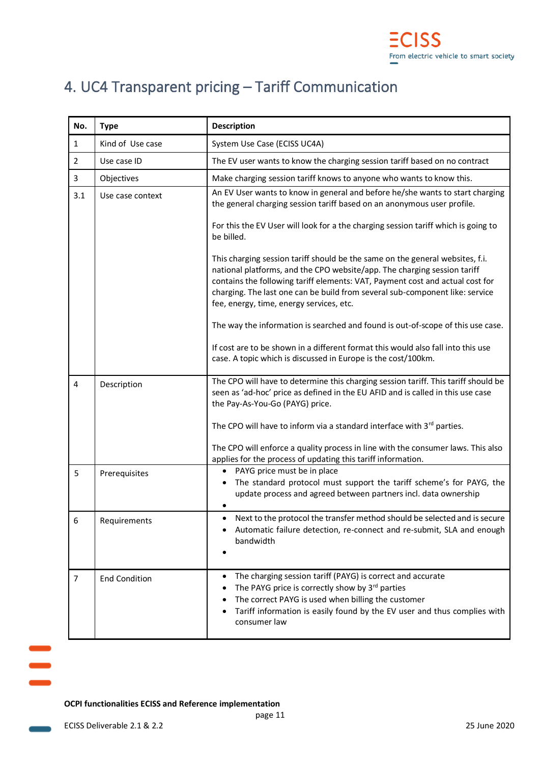# 4. UC4 Transparent pricing – Tariff Communication

| No. | Type | Description |
|---|---|---|
| 1 | Kind of Use case | System Use Case (ECISS UC4A) |
| 2 | Use case ID | The EV user wants to know the charging session tariff based on no contract |
| 3 | Objectives | Make charging session tariff knows to anyone who wants to know this. |
| 3.1 | Use case context | An EV User wants to know in general and before he/she wants to start charging the general charging session tariff based on an anonymous user profile.<br><br>For this the EV User will look for a the charging session tariff which is going to be billed.<br><br>This charging session tariff should be the same on the general websites, f.i. national platforms, and the CPO website/app. The charging session tariff contains the following tariff elements: VAT, Payment cost and actual cost for charging. The last one can be build from several sub-component like: service fee, energy, time, energy services, etc.<br><br>The way the information is searched and found is out-of-scope of this use case.<br><br>If cost are to be shown in a different format this would also fall into this use case. A topic which is discussed in Europe is the cost/100km. |
| 4 | Description | The CPO will have to determine this charging session tariff. This tariff should be seen as 'ad-hoc' price as defined in the EU AFID and is called in this use case the Pay-As-You-Go (PAYG) price.<br><br>The CPO will have to inform via a standard interface with 3rd parties.<br><br>The CPO will enforce a quality process in line with the consumer laws. This also applies for the process of updating this tariff information. |
| 5 | Prerequisites | • PAYG price must be in place<br>• The standard protocol must support the tariff scheme's for PAYG, the update process and agreed between partners incl. data ownership<br>• |
| 6 | Requirements | • Next to the protocol the transfer method should be selected and is secure<br>• Automatic failure detection, re-connect and re-submit, SLA and enough bandwidth<br>• |
| 7 | End Condition | • The charging session tariff (PAYG) is correct and accurate<br>• The PAYG price is correctly show by 3rd parties<br>• The correct PAYG is used when billing the customer<br>• Tariff information is easily found by the EV user and thus complies with consumer law |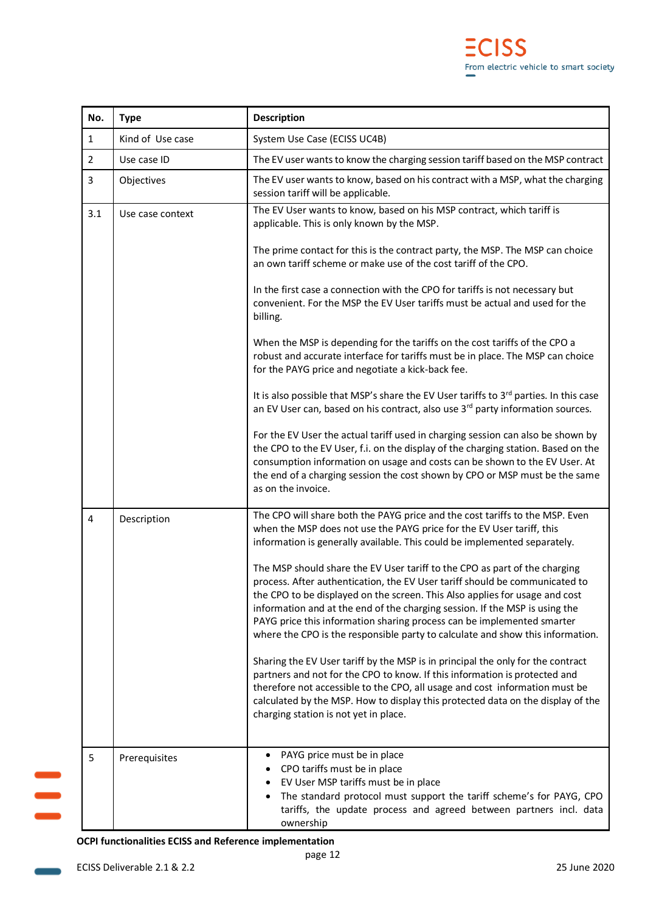| No. | Type | Description |
|---|---|---|
| 1 | Kind of Use case | System Use Case (ECISS UC4B) |
| 2 | Use case ID | The EV user wants to know the charging session tariff based on the MSP contract |
| 3 | Objectives | The EV user wants to know, based on his contract with a MSP, what the charging session tariff will be applicable. |
| 3.1 | Use case context | The EV User wants to know, based on his MSP contract, which tariff is applicable. This is only known by the MSP.<br><br>The prime contact for this is the contract party, the MSP. The MSP can choice an own tariff scheme or make use of the cost tariff of the CPO.<br><br>In the first case a connection with the CPO for tariffs is not necessary but convenient. For the MSP the EV User tariffs must be actual and used for the billing.<br><br>When the MSP is depending for the tariffs on the cost tariffs of the CPO a robust and accurate interface for tariffs must be in place. The MSP can choice for the PAYG price and negotiate a kick-back fee.<br><br>It is also possible that MSP's share the EV User tariffs to 3rd parties. In this case an EV User can, based on his contract, also use 3rd party information sources.<br><br>For the EV User the actual tariff used in charging session can also be shown by the CPO to the EV User, f.i. on the display of the charging station. Based on the consumption information on usage and costs can be shown to the EV User. At the end of a charging session the cost shown by CPO or MSP must be the same as on the invoice. |
| 4 | Description | The CPO will share both the PAYG price and the cost tariffs to the MSP. Even when the MSP does not use the PAYG price for the EV User tariff, this information is generally available. This could be implemented separately.<br><br>The MSP should share the EV User tariff to the CPO as part of the charging process. After authentication, the EV User tariff should be communicated to the CPO to be displayed on the screen. This Also applies for usage and cost information and at the end of the charging session. If the MSP is using the PAYG price this information sharing process can be implemented smarter where the CPO is the responsible party to calculate and show this information.<br><br>Sharing the EV User tariff by the MSP is in principal the only for the contract partners and not for the CPO to know. If this information is protected and therefore not accessible to the CPO, all usage and cost information must be calculated by the MSP. How to display this protected data on the display of the charging station is not yet in place. |
| 5 | Prerequisites | • PAYG price must be in place<br>• CPO tariffs must be in place<br>• EV User MSP tariffs must be in place<br>• The standard protocol must support the tariff scheme's for PAYG, CPO tariffs, the update process and agreed between partners incl. data ownership |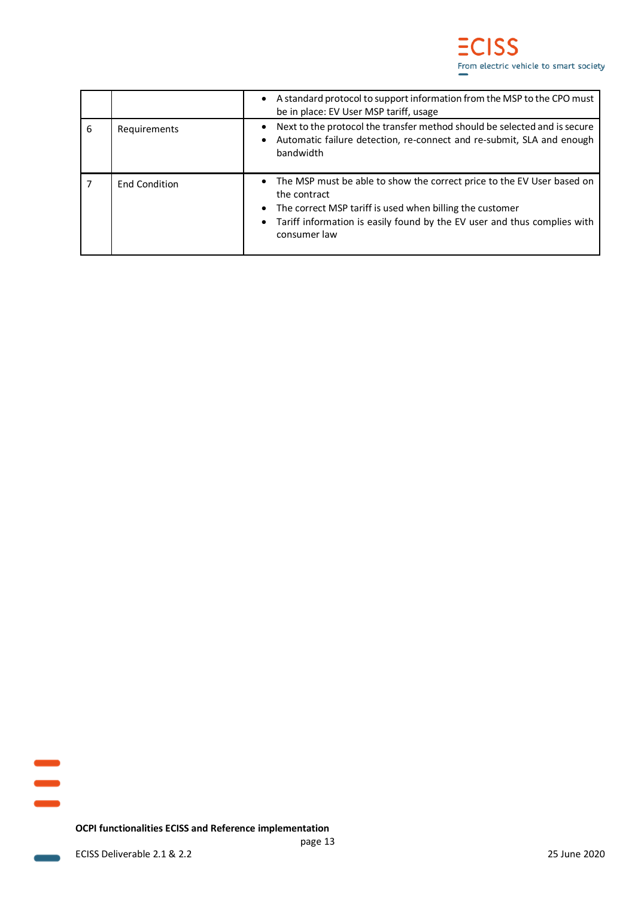| | | |
|---|---|---|
| | | • A standard protocol to support information from the MSP to the CPO must be in place: EV User MSP tariff, usage |
| 6 | Requirements | • Next to the protocol the transfer method should be selected and is secure<br>• Automatic failure detection, re-connect and re-submit, SLA and enough bandwidth |
| 7 | End Condition | • The MSP must be able to show the correct price to the EV User based on the contract<br>• The correct MSP tariff is used when billing the customer<br>• Tariff information is easily found by the EV user and thus complies with consumer law |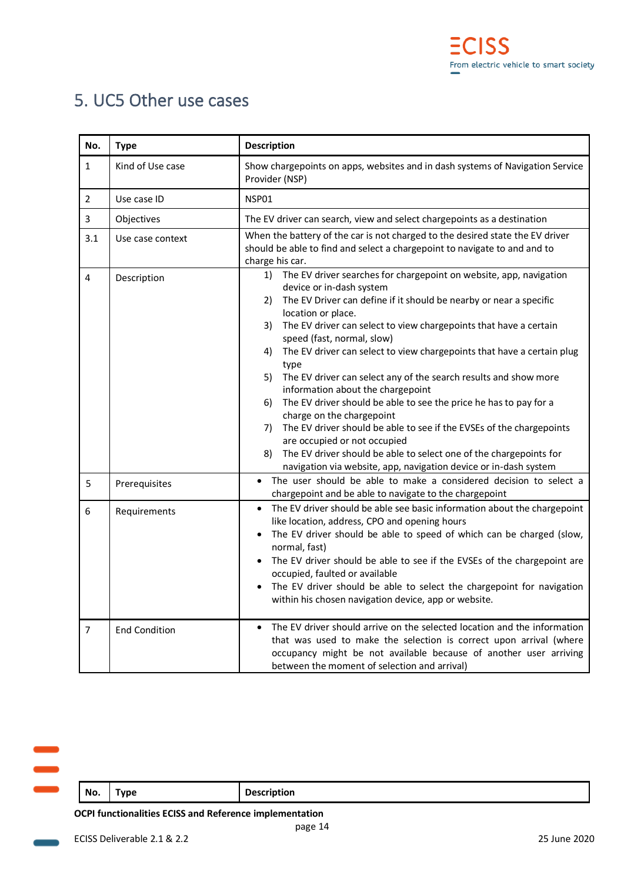# 5. UC5 Other use cases

| No. | Type | Description |
|---|---|---|
| 1 | Kind of Use case | Show chargepoints on apps, websites and in dash systems of Navigation Service Provider (NSP) |
| 2 | Use case ID | NSP01 |
| 3 | Objectives | The EV driver can search, view and select chargepoints as a destination |
| 3.1 | Use case context | When the battery of the car is not charged to the desired state the EV driver should be able to find and select a chargepoint to navigate to and and to charge his car. |
| 4 | Description | 1) The EV driver searches for chargepoint on website, app, navigation device or in-dash system<br>2) The EV Driver can define if it should be nearby or near a specific location or place.<br>3) The EV driver can select to view chargepoints that have a certain speed (fast, normal, slow)<br>4) The EV driver can select to view chargepoints that have a certain plug type<br>5) The EV driver can select any of the search results and show more information about the chargepoint<br>6) The EV driver should be able to see the price he has to pay for a charge on the chargepoint<br>7) The EV driver should be able to see if the EVSEs of the chargepoints are occupied or not occupied<br>8) The EV driver should be able to select one of the chargepoints for navigation via website, app, navigation device or in-dash system |
| 5 | Prerequisites | • The user should be able to make a considered decision to select a chargepoint and be able to navigate to the chargepoint |
| 6 | Requirements | • The EV driver should be able see basic information about the chargepoint like location, address, CPO and opening hours<br>• The EV driver should be able to speed of which can be charged (slow, normal, fast)<br>• The EV driver should be able to see if the EVSEs of the chargepoint are occupied, faulted or available<br>• The EV driver should be able to select the chargepoint for navigation within his chosen navigation device, app or website. |
| 7 | End Condition | • The EV driver should arrive on the selected location and the information that was used to make the selection is correct upon arrival (where occupancy might be not available because of another user arriving between the moment of selection and arrival) |

| No. | Type | Description |
|---|---|---|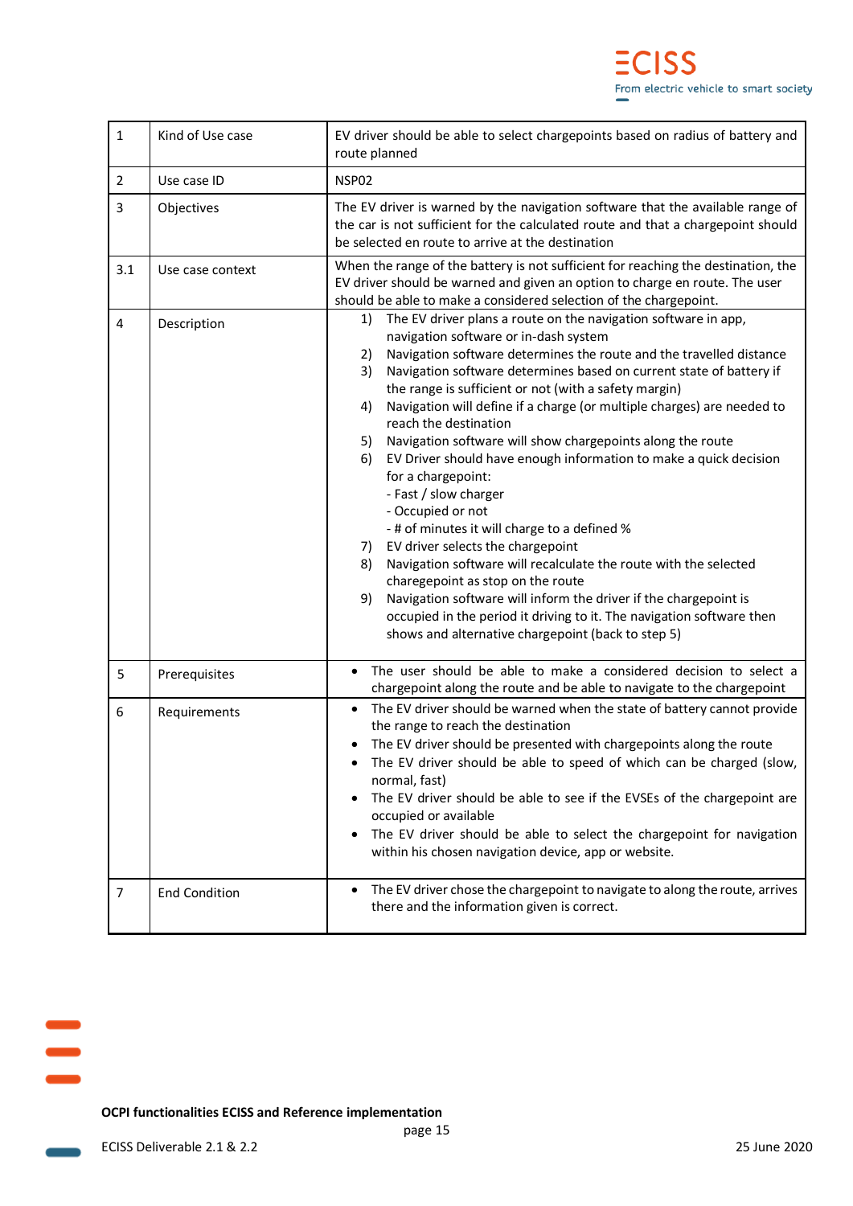| 1 | Kind of Use case | EV driver should be able to select chargepoints based on radius of battery and route planned |
|---|---|---|
| 2 | Use case ID | NSP02 |
| 3 | Objectives | The EV driver is warned by the navigation software that the available range of the car is not sufficient for the calculated route and that a chargepoint should be selected en route to arrive at the destination |
| 3.1 | Use case context | When the range of the battery is not sufficient for reaching the destination, the EV driver should be warned and given an option to charge en route. The user should be able to make a considered selection of the chargepoint. |
| 4 | Description | 1) The EV driver plans a route on the navigation software in app, navigation software or in-dash system<br>2) Navigation software determines the route and the travelled distance<br>3) Navigation software determines based on current state of battery if the range is sufficient or not (with a safety margin)<br>4) Navigation will define if a charge (or multiple charges) are needed to reach the destination<br>5) Navigation software will show chargepoints along the route<br>6) EV Driver should have enough information to make a quick decision for a chargepoint:<br>- Fast / slow charger<br>- Occupied or not<br>- # of minutes it will charge to a defined %<br>7) EV driver selects the chargepoint<br>8) Navigation software will recalculate the route with the selected charegepoint as stop on the route<br>9) Navigation software will inform the driver if the chargepoint is occupied in the period it driving to it. The navigation software then shows and alternative chargepoint (back to step 5) |
| 5 | Prerequisites | • The user should be able to make a considered decision to select a chargepoint along the route and be able to navigate to the chargepoint |
| 6 | Requirements | • The EV driver should be warned when the state of battery cannot provide the range to reach the destination<br>• The EV driver should be presented with chargepoints along the route<br>• The EV driver should be able to speed of which can be charged (slow, normal, fast)<br>• The EV driver should be able to see if the EVSEs of the chargepoint are occupied or available<br>• The EV driver should be able to select the chargepoint for navigation within his chosen navigation device, app or website. |
| 7 | End Condition | • The EV driver chose the chargepoint to navigate to along the route, arrives there and the information given is correct. |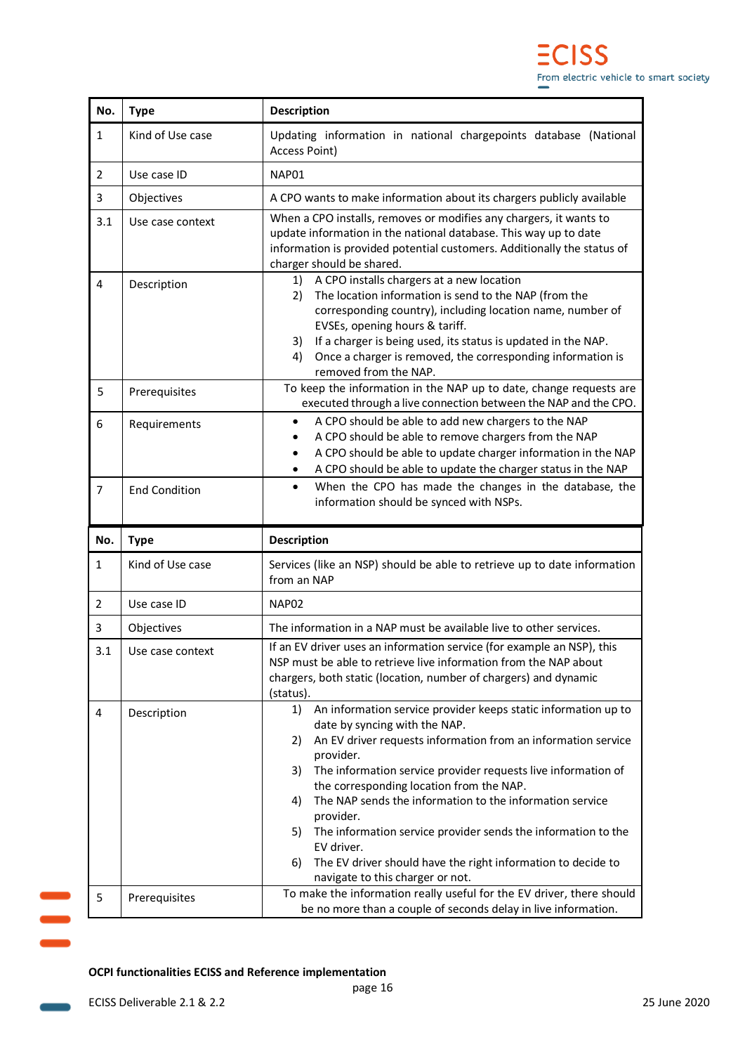| No. | Type | Description |
| --- | --- | --- |
| 1 | Kind of Use case | Updating information in national chargepoints database (National Access Point) |
| 2 | Use case ID | NAP01 |
| 3 | Objectives | A CPO wants to make information about its chargers publicly available |
| 3.1 | Use case context | When a CPO installs, removes or modifies any chargers, it wants to update information in the national database. This way up to date information is provided potential customers. Additionally the status of charger should be shared. |
| 4 | Description | 1) A CPO installs chargers at a new location<br>2) The location information is send to the NAP (from the corresponding country), including location name, number of EVSEs, opening hours & tariff.<br>3) If a charger is being used, its status is updated in the NAP.<br>4) Once a charger is removed, the corresponding information is removed from the NAP. |
| 5 | Prerequisites | To keep the information in the NAP up to date, change requests are executed through a live connection between the NAP and the CPO. |
| 6 | Requirements | • A CPO should be able to add new chargers to the NAP<br>• A CPO should be able to remove chargers from the NAP<br>• A CPO should be able to update charger information in the NAP<br>• A CPO should be able to update the charger status in the NAP |
| 7 | End Condition | • When the CPO has made the changes in the database, the information should be synced with NSPs. |

| No. | Type | Description |
| --- | --- | --- |
| 1 | Kind of Use case | Services (like an NSP) should be able to retrieve up to date information from an NAP |
| 2 | Use case ID | NAP02 |
| 3 | Objectives | The information in a NAP must be available live to other services. |
| 3.1 | Use case context | If an EV driver uses an information service (for example an NSP), this NSP must be able to retrieve live information from the NAP about chargers, both static (location, number of chargers) and dynamic (status). |
| 4 | Description | 1) An information service provider keeps static information up to date by syncing with the NAP.<br>2) An EV driver requests information from an information service provider.<br>3) The information service provider requests live information of the corresponding location from the NAP.<br>4) The NAP sends the information to the information service provider.<br>5) The information service provider sends the information to the EV driver.<br>6) The EV driver should have the right information to decide to navigate to this charger or not. |
| 5 | Prerequisites | To make the information really useful for the EV driver, there should be no more than a couple of seconds delay in live information. |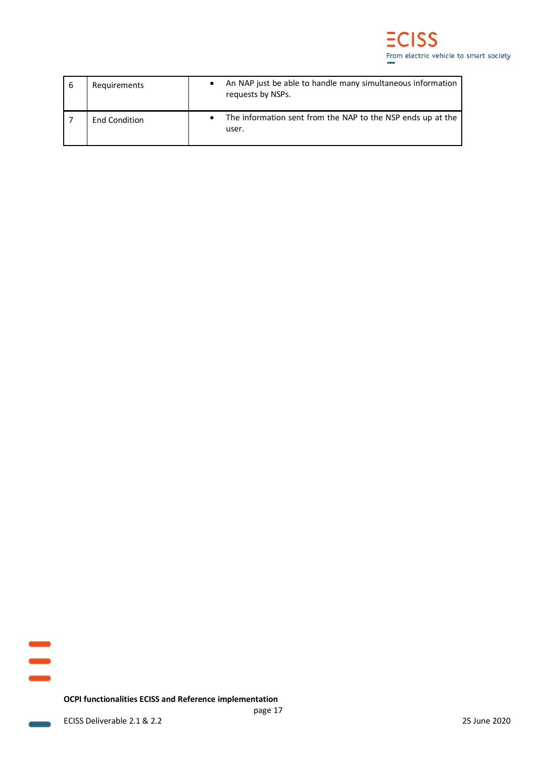| | | |
|---|---|---|
| 6 | Requirements | • An NAP just be able to handle many simultaneous information requests by NSPs. |
| 7 | End Condition | • The information sent from the NAP to the NSP ends up at the user. |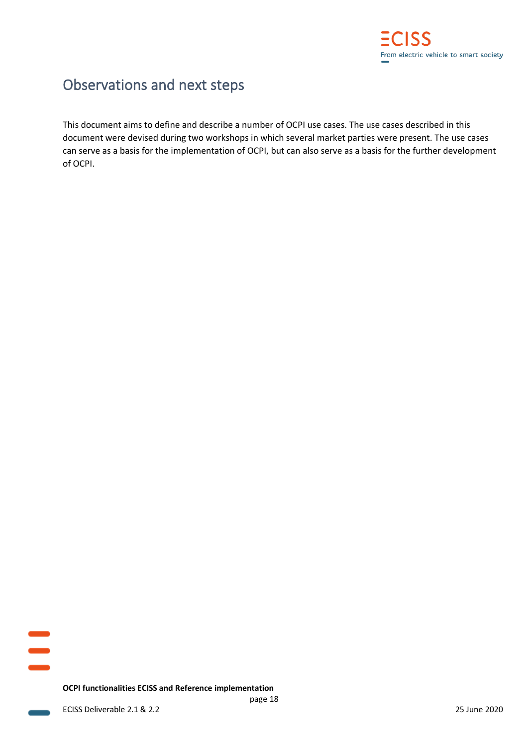# Observations and next steps

This document aims to define and describe a number of OCPI use cases. The use cases described in this document were devised during two workshops in which several market parties were present. The use cases can serve as a basis for the implementation of OCPI, but can also serve as a basis for the further development of OCPI.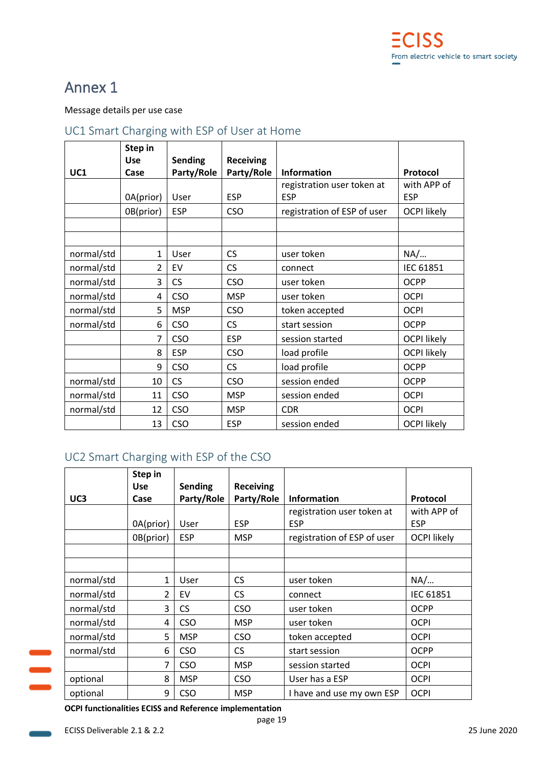# Annex 1

Message details per use case

## UC1 Smart Charging with ESP of User at Home

| UC1 | Step in Use Case | Sending Party/Role | Receiving Party/Role | Information | Protocol |
|---|---|---|---|---|---|
| | 0A(prior) | User | ESP | registration user token at ESP | with APP of ESP |
| | 0B(prior) | ESP | CSO | registration of ESP of user | OCPI likely |
| | | | | | |
| | | | | | |
| normal/std | 1 | User | CS | user token | NA/… |
| normal/std | 2 | EV | CS | connect | IEC 61851 |
| normal/std | 3 | CS | CSO | user token | OCPP |
| normal/std | 4 | CSO | MSP | user token | OCPI |
| normal/std | 5 | MSP | CSO | token accepted | OCPI |
| normal/std | 6 | CSO | CS | start session | OCPP |
| | 7 | CSO | ESP | session started | OCPI likely |
| | 8 | ESP | CSO | load profile | OCPI likely |
| | 9 | CSO | CS | load profile | OCPP |
| normal/std | 10 | CS | CSO | session ended | OCPP |
| normal/std | 11 | CSO | MSP | session ended | OCPI |
| normal/std | 12 | CSO | MSP | CDR | OCPI |
| | 13 | CSO | ESP | session ended | OCPI likely |

## UC2 Smart Charging with ESP of the CSO

| UC3 | Step in Use Case | Sending Party/Role | Receiving Party/Role | Information | Protocol |
|---|---|---|---|---|---|
| | 0A(prior) | User | ESP | registration user token at ESP | with APP of ESP |
| | 0B(prior) | ESP | MSP | registration of ESP of user | OCPI likely |
| | | | | | |
| | | | | | |
| normal/std | 1 | User | CS | user token | NA/… |
| normal/std | 2 | EV | CS | connect | IEC 61851 |
| normal/std | 3 | CS | CSO | user token | OCPP |
| normal/std | 4 | CSO | MSP | user token | OCPI |
| normal/std | 5 | MSP | CSO | token accepted | OCPI |
| normal/std | 6 | CSO | CS | start session | OCPP |
| | 7 | CSO | MSP | session started | OCPI |
| optional | 8 | MSP | CSO | User has a ESP | OCPI |
| optional | 9 | CSO | MSP | I have and use my own ESP | OCPI |

**OCPI functionalities ECISS and Reference implementation**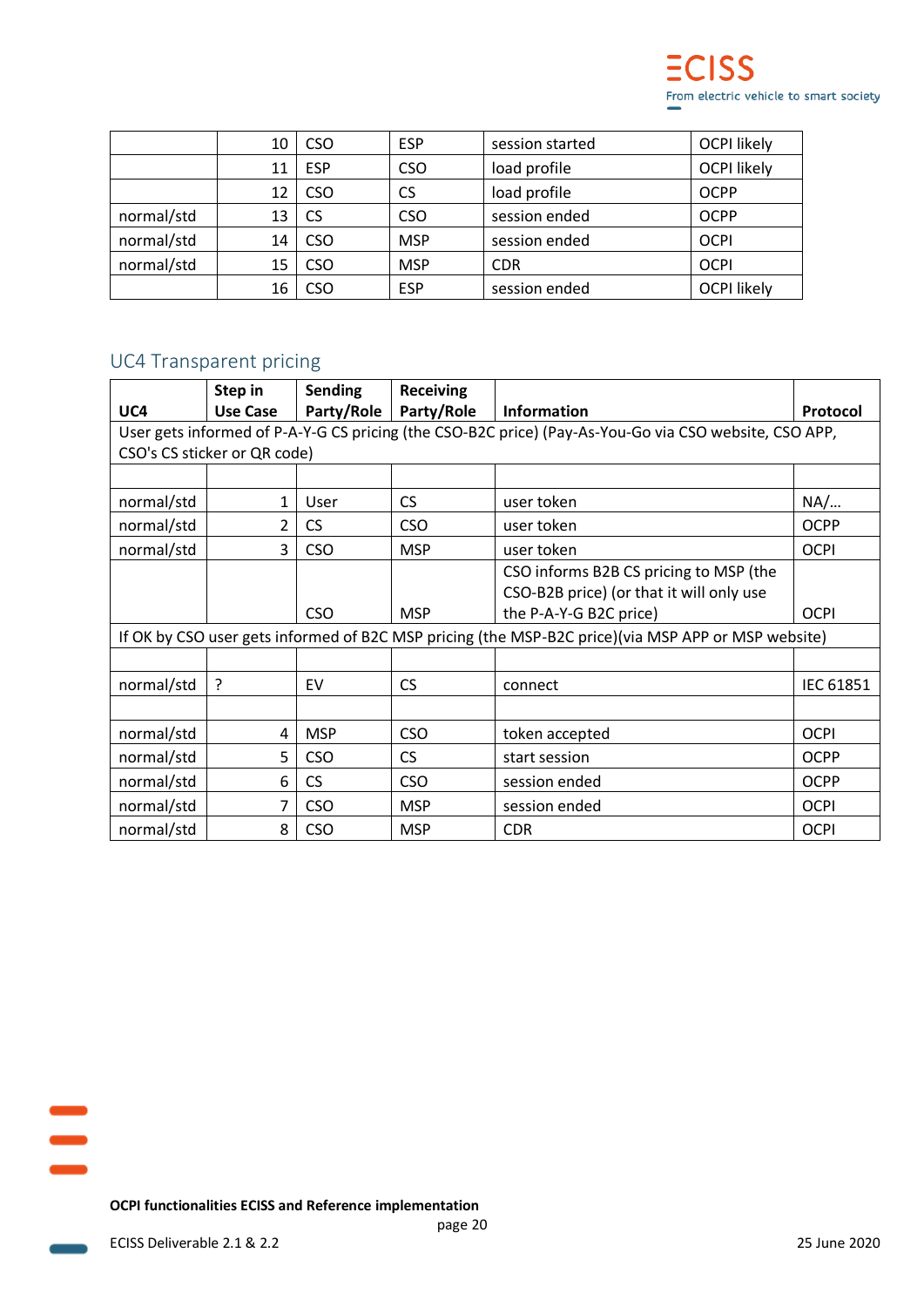|  | 10 | CSO | ESP | session started | OCPI likely |
|---|---|---|---|---|---|
|  | 11 | ESP | CSO | load profile | OCPI likely |
|  | 12 | CSO | CS | load profile | OCPP |
| normal/std | 13 | CS | CSO | session ended | OCPP |
| normal/std | 14 | CSO | MSP | session ended | OCPI |
| normal/std | 15 | CSO | MSP | CDR | OCPI |
|  | 16 | CSO | ESP | session ended | OCPI likely |

## UC4 Transparent pricing

| UC4 | Step in Use Case | Sending Party/Role | Receiving Party/Role | Information | Protocol |
|---|---|---|---|---|---|
| User gets informed of P-A-Y-G CS pricing (the CSO-B2C price) (Pay-As-You-Go via CSO website, CSO APP, CSO's CS sticker or QR code) | | | | | |
|  |  |  |  |  |  |
| normal/std | 1 | User | CS | user token | NA/… |
| normal/std | 2 | CS | CSO | user token | OCPP |
| normal/std | 3 | CSO | MSP | user token | OCPI |
|  |  | CSO | MSP | CSO informs B2B CS pricing to MSP (the CSO-B2B price) (or that it will only use the P-A-Y-G B2C price) | OCPI |
| If OK by CSO user gets informed of B2C MSP pricing (the MSP-B2C price)(via MSP APP or MSP website) | | | | | |
|  |  |  |  |  |  |
| normal/std | ? | EV | CS | connect | IEC 61851 |
|  |  |  |  |  |  |
| normal/std | 4 | MSP | CSO | token accepted | OCPI |
| normal/std | 5 | CSO | CS | start session | OCPP |
| normal/std | 6 | CS | CSO | session ended | OCPP |
| normal/std | 7 | CSO | MSP | session ended | OCPI |
| normal/std | 8 | CSO | MSP | CDR | OCPI |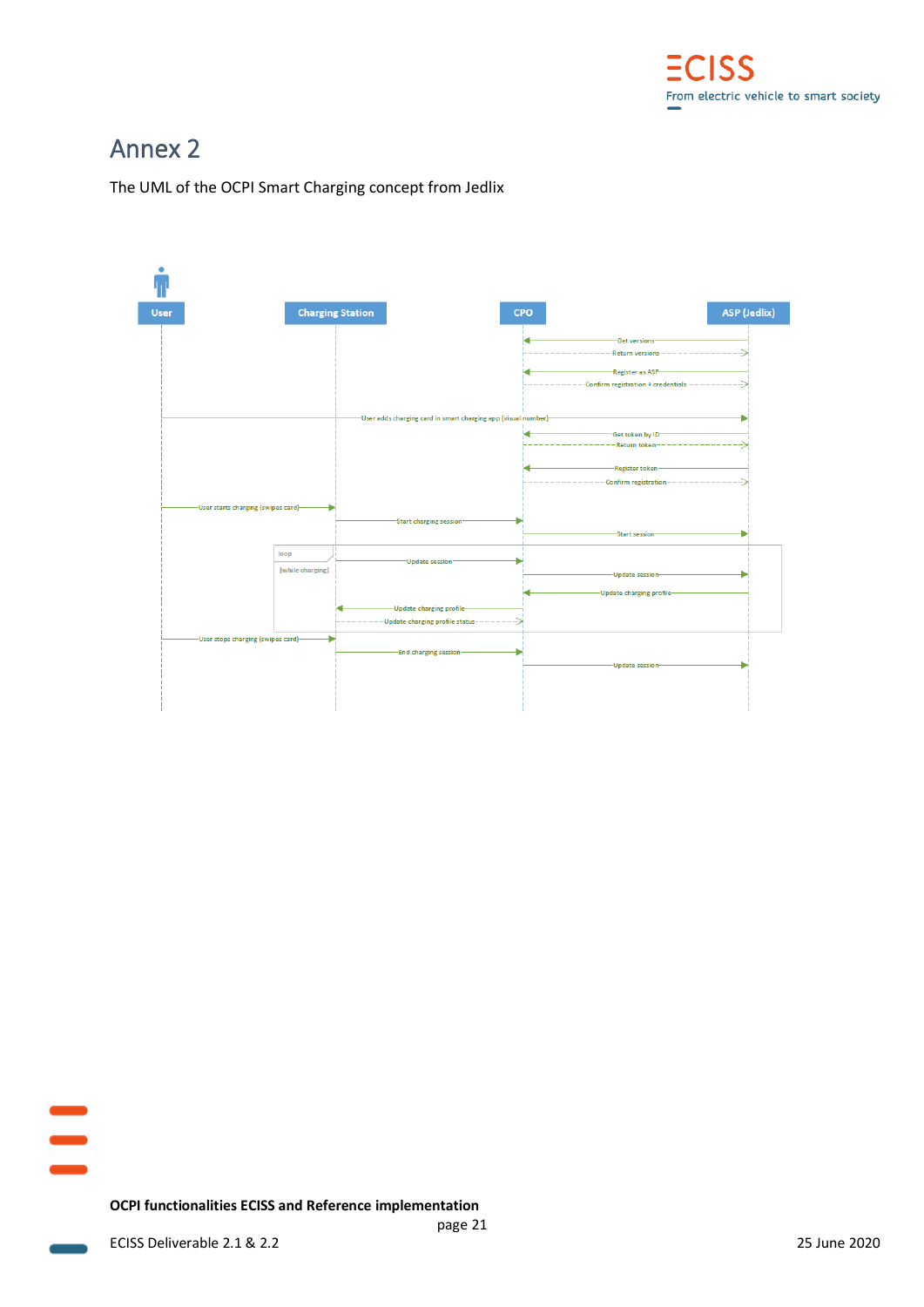# Annex 2

The UML of the OCPI Smart Charging concept from Jedlix

User | Charging Station | CPO | ASP (Jedlix)

- ASP (Jedlix) → CPO: Get versions
- CPO → ASP (Jedlix): Return versions
- ASP (Jedlix) → CPO: Register as ASP
- CPO → ASP (Jedlix): Confirm registration + credentials
- User → ASP (Jedlix): User adds charging card in smart charging app (visual number)
- ASP (Jedlix) → CPO: Get token by ID
- CPO → ASP (Jedlix): Return token
- ASP (Jedlix) → CPO: Register token
- CPO → ASP (Jedlix): Confirm registration
- User → Charging Station: User starts charging (swipes card)
- Charging Station → CPO: Start charging session
- CPO → ASP (Jedlix): Start session
- loop [while charging]
  - Charging Station → CPO: Update session
  - CPO → ASP (Jedlix): Update session
  - ASP (Jedlix) → CPO: Update charging profile
  - CPO → Charging Station: Update charging profile
  - Charging Station → CPO: Update charging profile status
- User → Charging Station: User stops charging (swipes card)
- Charging Station → CPO: End charging session
- CPO → ASP (Jedlix): Update session